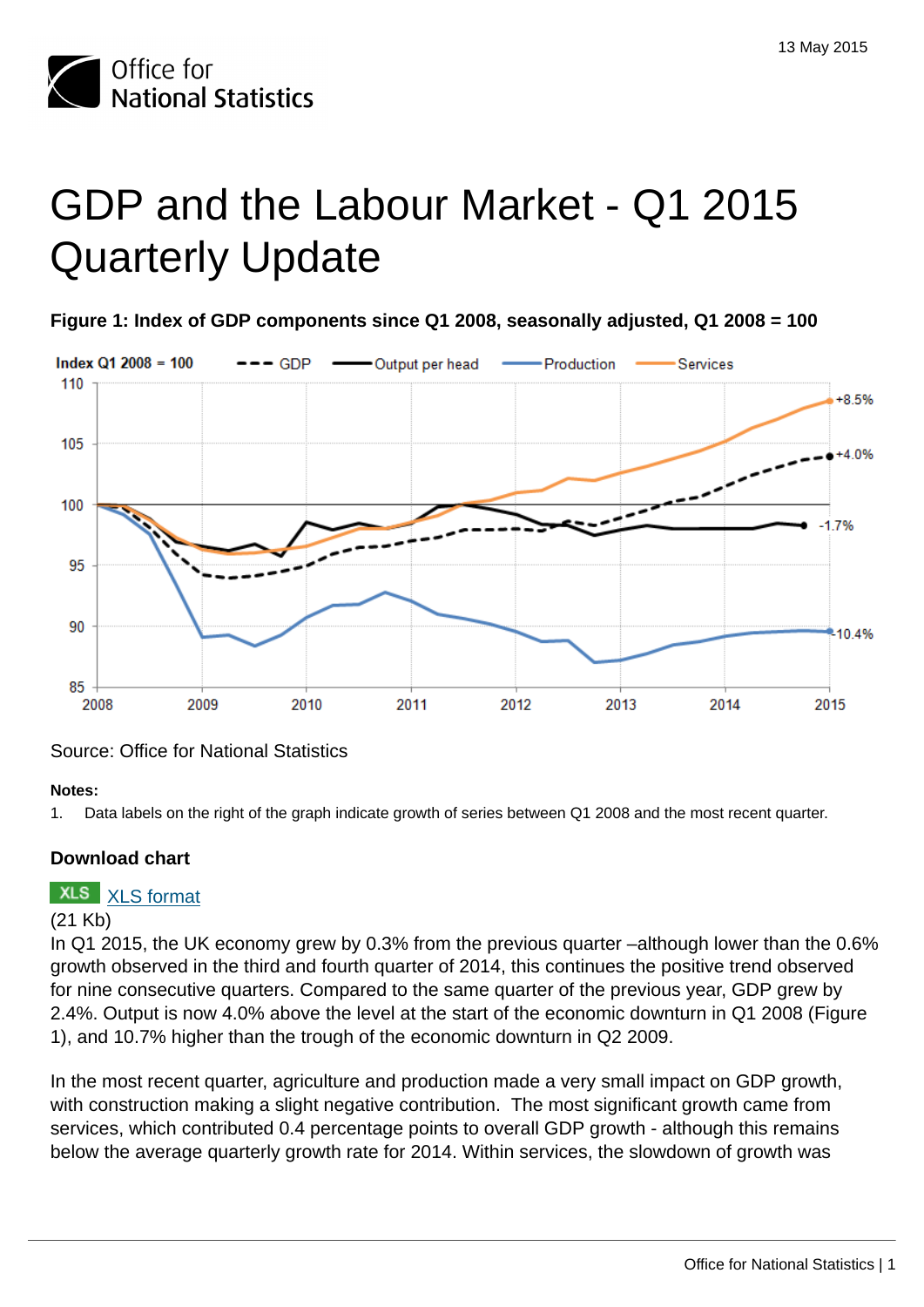# GDP and the Labour Market - Q1 2015 Quarterly Update

13 May 2015

**Figure 1: Index of GDP components since Q1 2008, seasonally adjusted, Q1 2008 = 100**

Source: Office for National Statistics

**Notes:**

1. Data labels on the right of the graph indicate growth of series between Q1 2008 and the most recent quarter.

**Download chart**

XLS [XLS format](#)
(21 Kb)

In Q1 2015, the UK economy grew by 0.3% from the previous quarter –although lower than the 0.6% growth observed in the third and fourth quarter of 2014, this continues the positive trend observed for nine consecutive quarters. Compared to the same quarter of the previous year, GDP grew by 2.4%. Output is now 4.0% above the level at the start of the economic downturn in Q1 2008 (Figure 1), and 10.7% higher than the trough of the economic downturn in Q2 2009.

In the most recent quarter, agriculture and production made a very small impact on GDP growth, with construction making a slight negative contribution. The most significant growth came from services, which contributed 0.4 percentage points to overall GDP growth - although this remains below the average quarterly growth rate for 2014. Within services, the slowdown of growth was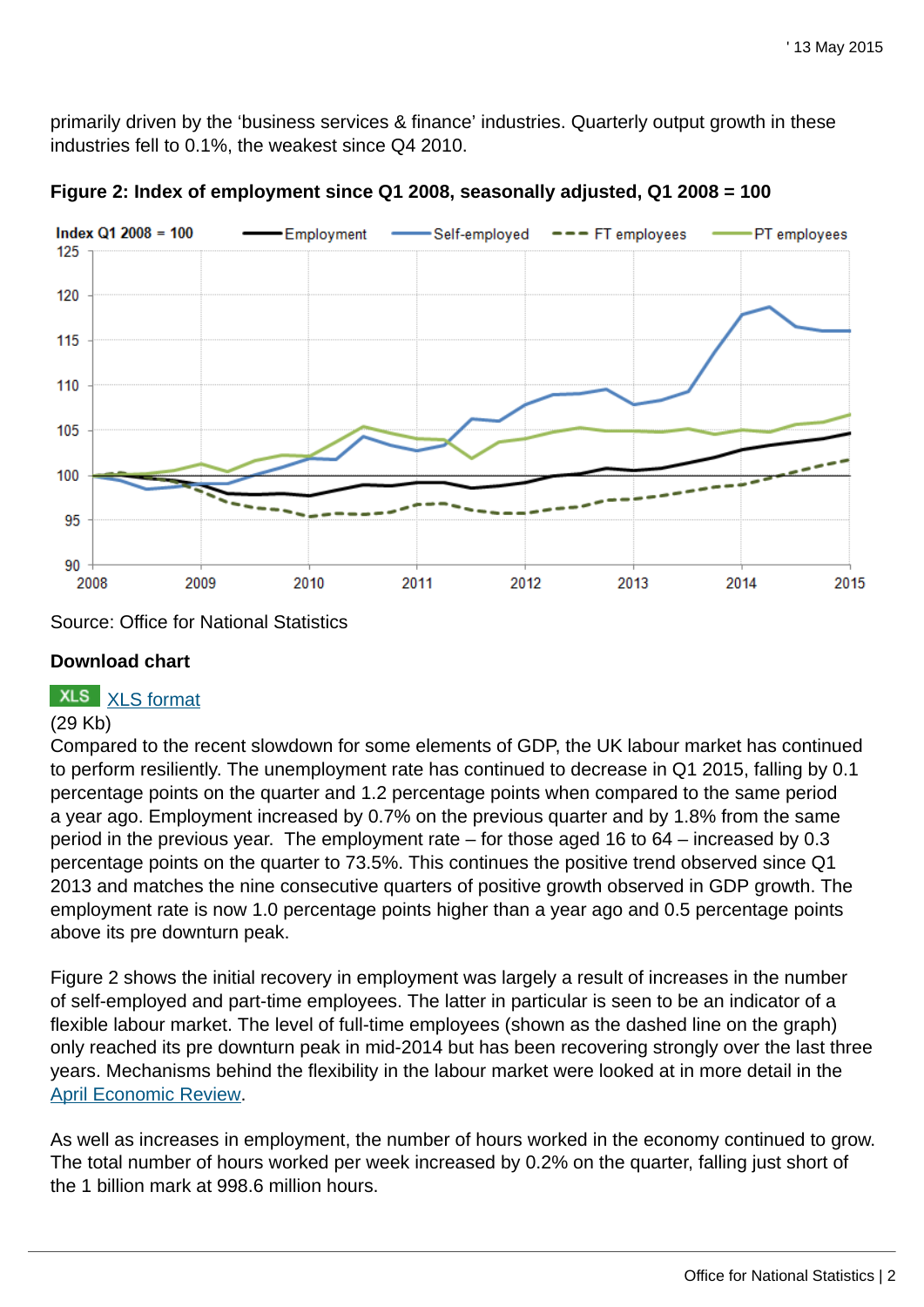primarily driven by the 'business services & finance' industries. Quarterly output growth in these industries fell to 0.1%, the weakest since Q4 2010.

**Figure 2: Index of employment since Q1 2008, seasonally adjusted, Q1 2008 = 100**

Source: Office for National Statistics

**Download chart**

XLS [XLS format](#)

(29 Kb)

Compared to the recent slowdown for some elements of GDP, the UK labour market has continued to perform resiliently. The unemployment rate has continued to decrease in Q1 2015, falling by 0.1 percentage points on the quarter and 1.2 percentage points when compared to the same period a year ago. Employment increased by 0.7% on the previous quarter and by 1.8% from the same period in the previous year. The employment rate – for those aged 16 to 64 – increased by 0.3 percentage points on the quarter to 73.5%. This continues the positive trend observed since Q1 2013 and matches the nine consecutive quarters of positive growth observed in GDP growth. The employment rate is now 1.0 percentage points higher than a year ago and 0.5 percentage points above its pre downturn peak.

Figure 2 shows the initial recovery in employment was largely a result of increases in the number of self-employed and part-time employees. The latter in particular is seen to be an indicator of a flexible labour market. The level of full-time employees (shown as the dashed line on the graph) only reached its pre downturn peak in mid-2014 but has been recovering strongly over the last three years. Mechanisms behind the flexibility in the labour market were looked at in more detail in the [April Economic Review](#).

As well as increases in employment, the number of hours worked in the economy continued to grow. The total number of hours worked per week increased by 0.2% on the quarter, falling just short of the 1 billion mark at 998.6 million hours.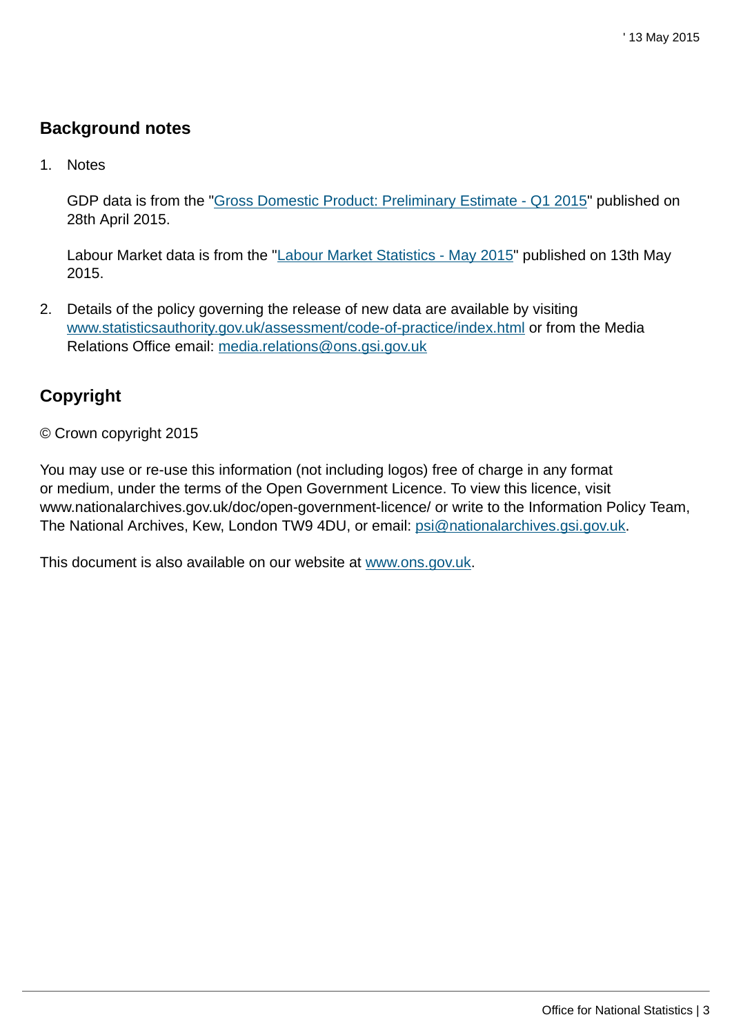## Background notes

1. Notes

   GDP data is from the "Gross Domestic Product: Preliminary Estimate - Q1 2015" published on 28th April 2015.

   Labour Market data is from the "Labour Market Statistics - May 2015" published on 13th May 2015.

2. Details of the policy governing the release of new data are available by visiting www.statisticsauthority.gov.uk/assessment/code-of-practice/index.html or from the Media Relations Office email: media.relations@ons.gsi.gov.uk

## Copyright

© Crown copyright 2015

You may use or re-use this information (not including logos) free of charge in any format or medium, under the terms of the Open Government Licence. To view this licence, visit www.nationalarchives.gov.uk/doc/open-government-licence/ or write to the Information Policy Team, The National Archives, Kew, London TW9 4DU, or email: psi@nationalarchives.gsi.gov.uk.

This document is also available on our website at www.ons.gov.uk.